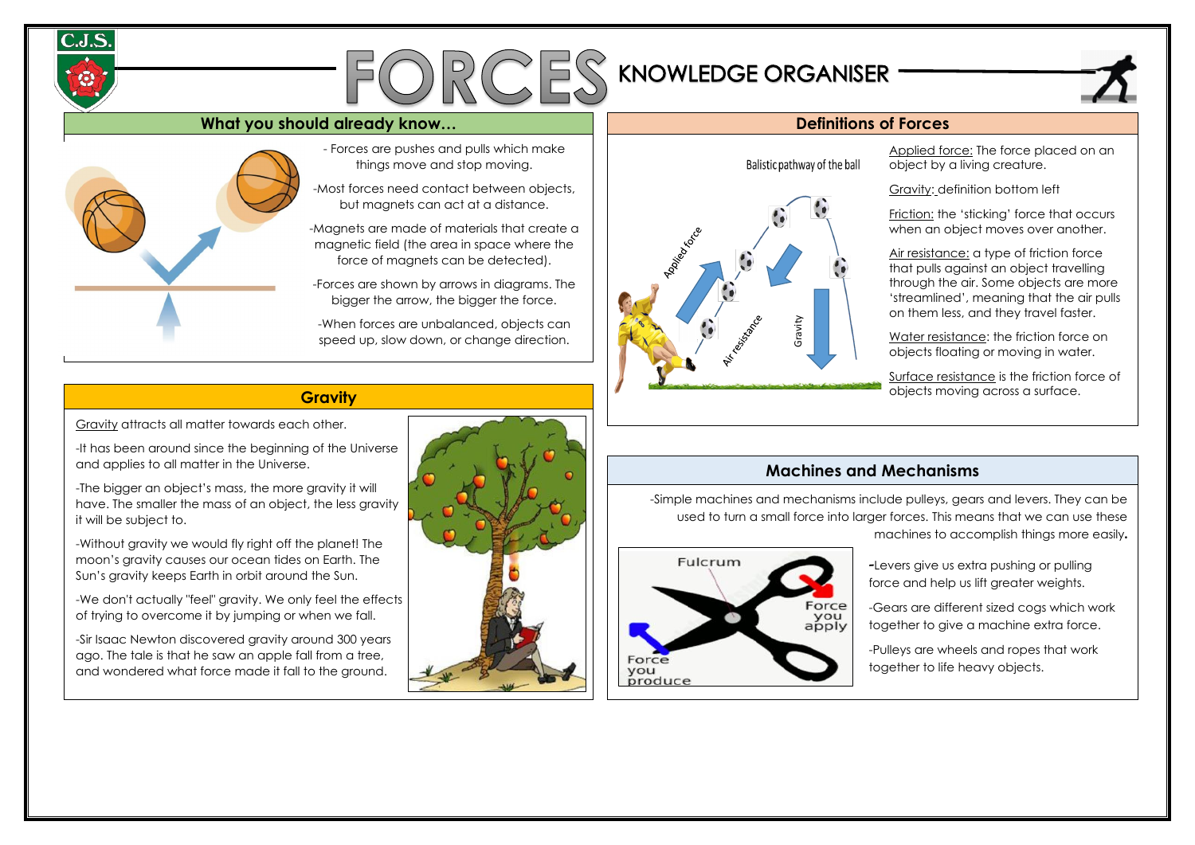# FORCES KNOWLEDGE ORGANISER

## What you should already know…

- Forces are pushes and pulls which make things move and stop moving.

-Most forces need contact between objects, but magnets can act at a distance.

-Magnets are made of materials that create a magnetic field (the area in space where the force of magnets can be detected).

-Forces are shown by arrows in diagrams. The bigger the arrow, the bigger the force.

-When forces are unbalanced, objects can speed up, slow down, or change direction.

## Gravity

Gravity attracts all matter towards each other.

-It has been around since the beginning of the Universe and applies to all matter in the Universe.

-The bigger an object's mass, the more gravity it will have. The smaller the mass of an object, the less gravity it will be subject to.

-Without gravity we would fly right off the planet! The moon's gravity causes our ocean tides on Earth. The Sun's gravity keeps Earth in orbit around the Sun.

-We don't actually "feel" gravity. We only feel the effects of trying to overcome it by jumping or when we fall.

-Sir Isaac Newton discovered gravity around 300 years ago. The tale is that he saw an apple fall from a tree, and wondered what force made it fall to the ground.

## Definitions of Forces

Balistic pathway of the ball

Applied force — Air resistance — Gravity

Applied force: The force placed on an object by a living creature.

Gravity: definition bottom left

Friction: the 'sticking' force that occurs when an object moves over another.

Air resistance: a type of friction force that pulls against an object travelling through the air. Some objects are more 'streamlined', meaning that the air pulls on them less, and they travel faster.

Water resistance: the friction force on objects floating or moving in water.

Surface resistance is the friction force of objects moving across a surface.

## Machines and Mechanisms

-Simple machines and mechanisms include pulleys, gears and levers. They can be used to turn a small force into larger forces. This means that we can use these machines to accomplish things more easily**.**

Fulcrum — Force you apply — Force you produce

**-**Levers give us extra pushing or pulling force and help us lift greater weights.

-Gears are different sized cogs which work together to give a machine extra force.

-Pulleys are wheels and ropes that work together to life heavy objects.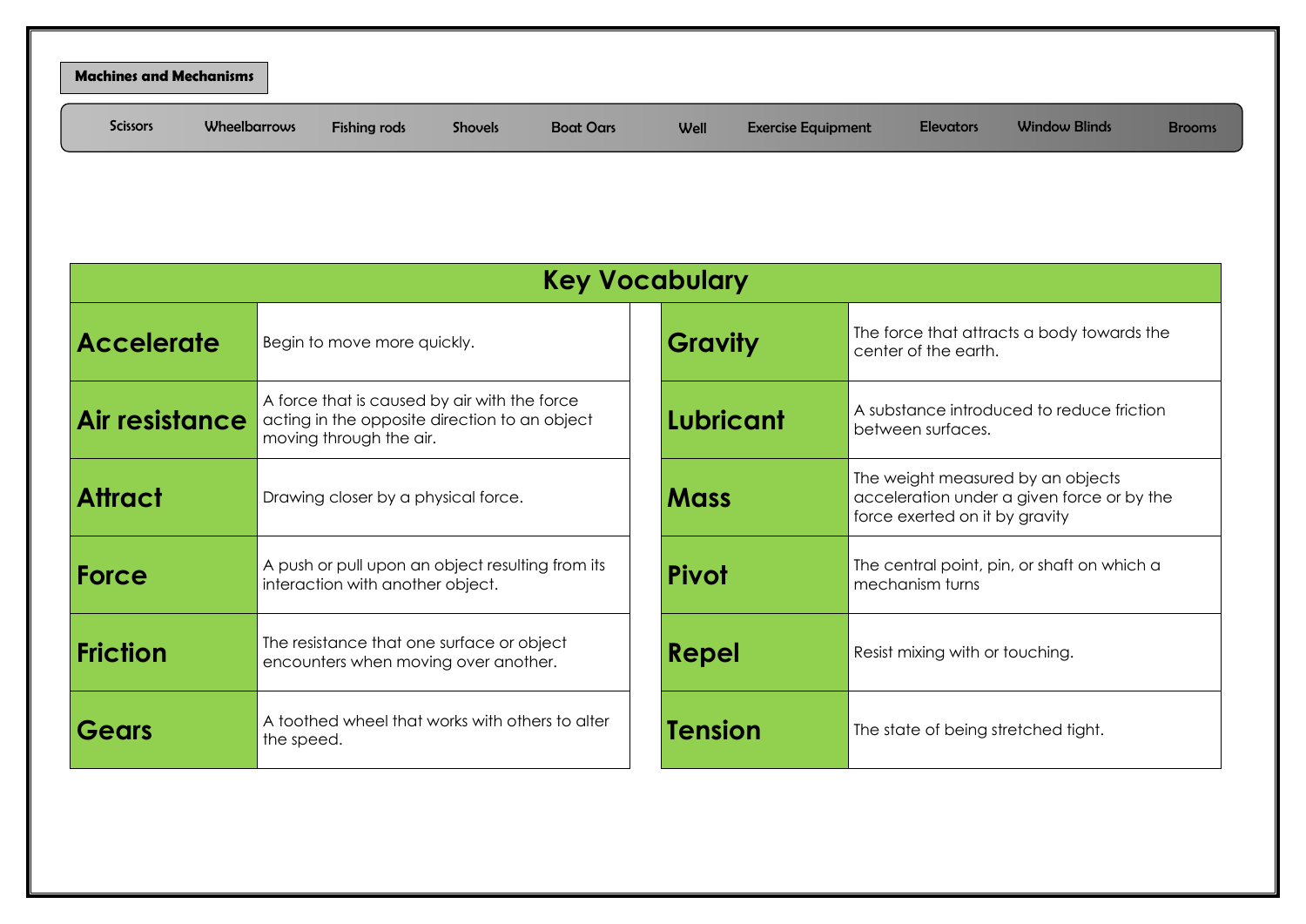**Machines and Mechanisms**

Scissors | Wheelbarrows | Fishing rods | Shovels | Boat Oars | Well | Exercise Equipment | Elevators | Window Blinds | Brooms

## Key Vocabulary

| | |
|---|---|
| **Accelerate** | Begin to move more quickly. |
| **Air resistance** | A force that is caused by air with the force acting in the opposite direction to an object moving through the air. |
| **Attract** | Drawing closer by a physical force. |
| **Force** | A push or pull upon an object resulting from its interaction with another object. |
| **Friction** | The resistance that one surface or object encounters when moving over another. |
| **Gears** | A toothed wheel that works with others to alter the speed. |
| **Gravity** | The force that attracts a body towards the center of the earth. |
| **Lubricant** | A substance introduced to reduce friction between surfaces. |
| **Mass** | The weight measured by an objects acceleration under a given force or by the force exerted on it by gravity |
| **Pivot** | The central point, pin, or shaft on which a mechanism turns |
| **Repel** | Resist mixing with or touching. |
| **Tension** | The state of being stretched tight. |